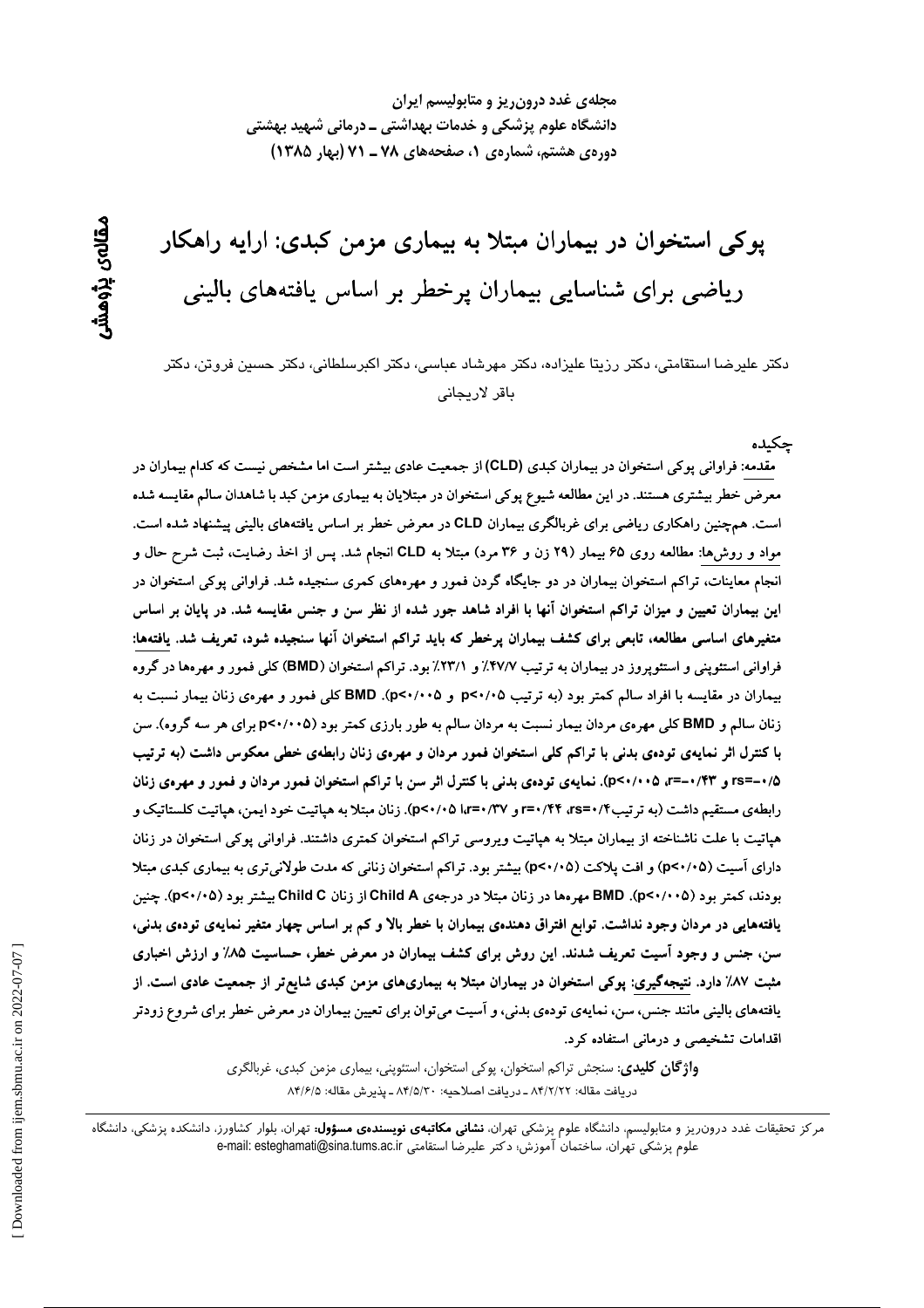# پوکی استخوان در بیماران مبتلا به بیماری مزمن کبدی: ارایه راهکار ریاضی برای شناسایی بیماران پرخطر بر اساس یافته‌های بالینی

**مقاله‌ی پژوهشی**

دکتر علیرضا استقامتی، دکتر رزیتا علیزاده، دکتر مهرشاد عباسی، دکتر اکبرسلطانی، دکتر حسین فروتن، دکتر باقر لاریجانی

## چکیده

مقدمه: فراوانی پوکی استخوان در بیماران کبدی (CLD) از جمعیت عادی بیشتر است اما مشخص نیست که کدام بیماران در معرض خطر بیشتری هستند. در این مطالعه شیوع پوکی استخوان در مبتلایان به بیماری مزمن کبد با شاهدان سالم مقایسه شده است. هم‌چنین راهکاری ریاضی برای غربالگری بیماران CLD در معرض خطر بر اساس یافته‌های بالینی پیشنهاد شده است. مواد و روش‌ها: مطالعه روی ۶۵ بیمار (۲۹ زن و ۳۶ مرد) مبتلا به CLD انجام شد. پس از اخذ رضایت، ثبت شرح حال و انجام معاینات، تراکم استخوان بیماران در دو جایگاه گردن فمور و مهره‌های کمری سنجیده شد. فراوانی پوکی استخوان در این بیماران تعیین و میزان تراکم استخوان آنها با افراد شاهد جور شده از نظر سن و جنس مقایسه شد. در پایان بر اساس متغیرهای اساسی مطالعه، تابعی برای کشف بیماران پرخطر که باید تراکم استخوان آنها سنجیده شود، تعریف شد. یافته‌ها: فراوانی استئوپنی و استئوپروز در بیماران به ترتیب ۴۷/۷٪ و ۲۳/۱٪ بود. تراکم استخوان (BMD) کلی فمور و مهره‌ها در گروه بیماران در مقایسه با افراد سالم کمتر بود (به ترتیب $p<0/05$ و $p<0/005$). BMD کلی فمور و مهره‌ی زنان بیمار نسبت به زنان سالم و BMD کلی مهره‌ی مردان بیمار نسبت به مردان سالم به طور بارزی کمتر بود ($p<0/005$ برای هر سه گروه). سن با کنترل اثر نمایه‌ی توده‌ی بدنی با تراکم کلی استخوان فمور مردان و مهره‌ی زنان رابطه‌ی خطی معکوس داشت (به ترتیب $rs=-0/5$ و $r=-0/43$، $p<0/005$). نمایه‌ی توده‌ی بدنی با کنترل اثر سن با تراکم استخوان فمور مردان و فمور و مهره‌ی زنان رابطه‌ی مستقیم داشت (به ترتیب $rs=0/4$، $r=0/44$ و $r=0/37$، $p<0/05$). زنان مبتلا به هپاتیت خود ایمن، هپاتیت کلستاتیک و هپاتیت با علت ناشناخته از بیماران مبتلا به هپاتیت ویروسی تراکم استخوان کمتری داشتند. فراوانی پوکی استخوان در زنان دارای آسیت ($p<0/05$) و افت پلاکت ($p<0/05$) بیشتر بود. تراکم استخوان زنانی که مدت طولانی‌تری به بیماری کبدی مبتلا بودند، کمتر بود ($p<0/005$). BMD مهره‌ها در زنان مبتلا در درجه‌ی Child A از زنان Child C بیشتر بود ($p<0/05$). چنین یافته‌هایی در مردان وجود نداشت. توابع افتراق دهنده‌ی بیماران با خطر بالا و کم بر اساس چهار متغیر نمایه‌ی توده‌ی بدنی، سن، جنس و وجود آسیت تعریف شدند. این روش برای کشف بیماران در معرض خطر، حساسیت ۸۵٪ و ارزش اخباری مثبت ۸۷٪ دارد. نتیجه‌گیری: پوکی استخوان در بیماران مبتلا به بیماری‌های مزمن کبدی شایع‌تر از جمعیت عادی است. از یافته‌های بالینی مانند جنس، سن، نمایه‌ی توده‌ی بدنی، و آسیت می‌توان برای تعیین بیماران در معرض خطر برای شروع زودتر اقدامات تشخیصی و درمانی استفاده کرد.

**واژگان کلیدی**: سنجش تراکم استخوان، پوکی استخوان، استئوپنی، بیماری مزمن کبدی، غربالگری

دریافت مقاله: ۸۴/۲/۲۲ ـ دریافت اصلاحیه: ۸۴/۵/۳۰ ـ پذیرش مقاله: ۸۴/۶/۵

---

مرکز تحقیقات غدد درون‌ریز و متابولیسم، دانشگاه علوم پزشکی تهران، **نشانی مکاتبه‌ی نویسنده‌ی مسؤول**: تهران، بلوار کشاورز، دانشکده پزشکی، دانشگاه علوم پزشکی تهران، ساختمان آموزش؛ دکتر علیرضا استقامتی e-mail: esteghamati@sina.tums.ac.ir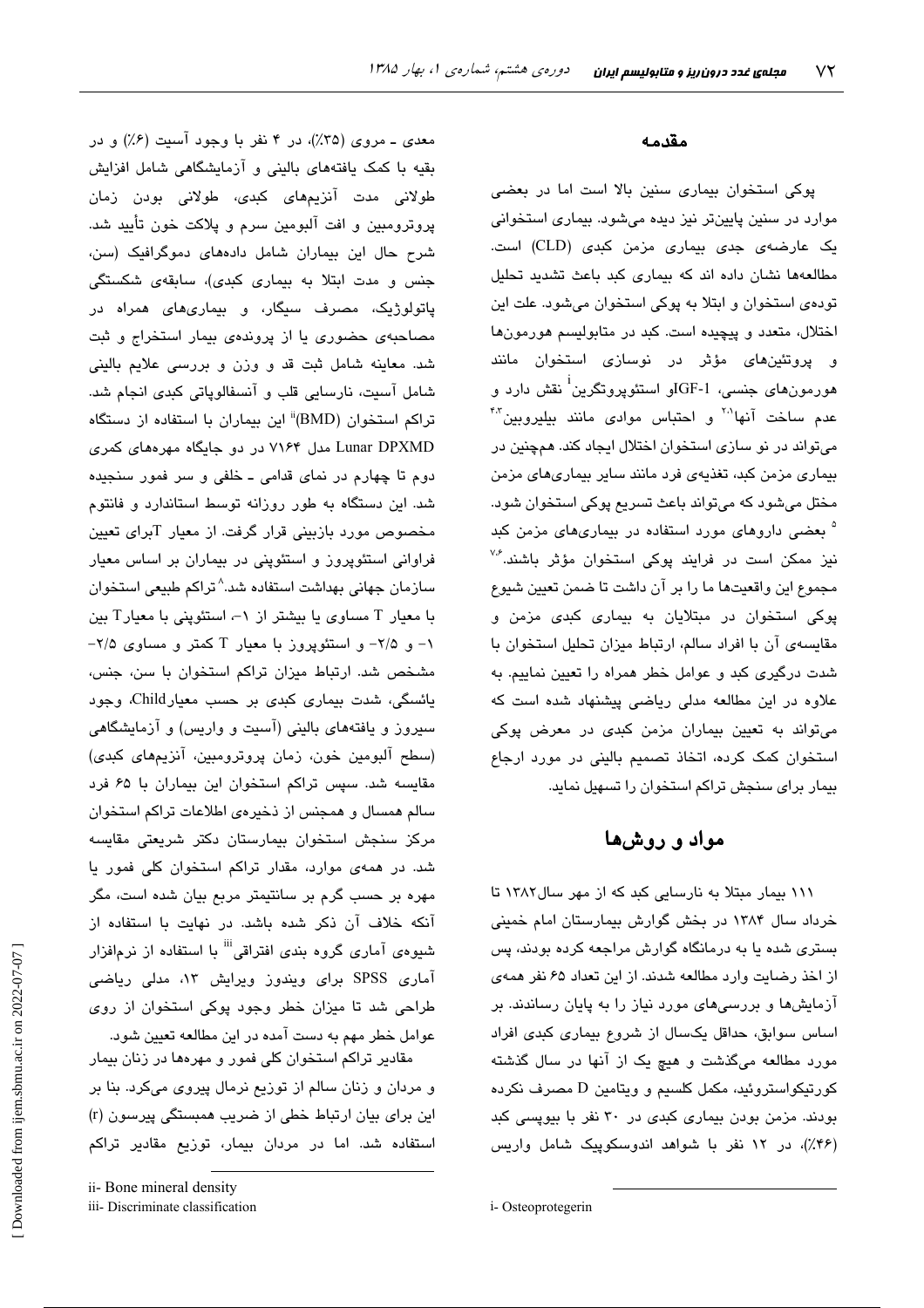## مقدمه

پوکی استخوان بیماری سنین بالا است اما در بعضی موارد در سنین پایین‌تر نیز دیده می‌شود. بیماری استخوانی یک عارضه‌ی جدی بیماری مزمن کبدی (CLD) است. مطالعه‌ها نشان داده اند که بیماری کبد باعث تشدید تحلیل توده‌ی استخوان و ابتلا به پوکی استخوان می‌شود. علت این اختلال، متعدد و پیچیده است. کبد در متابولیسم هورمون‌ها و پروتئین‌های مؤثر در نوسازی استخوان مانند هورمون‌های جنسی، IGF-1و استئوپروتگرین[i] نقش دارد و عدم ساخت آنها[1,2] و احتباس موادی مانند بیلیروبین[3,4] می‌تواند در نو سازی استخوان اختلال ایجاد کند. همچنین در بیماری مزمن کبد، تغذیه‌ی فرد مانند سایر بیماری‌های مزمن مختل می‌شود که می‌تواند باعث تسریع پوکی استخوان شود.[5] بعضی داروهای مورد استفاده در بیماری‌های مزمن کبد نیز ممکن است در فرایند پوکی استخوان مؤثر باشند.[6,7] مجموع این واقعیت‌ها ما را بر آن داشت تا ضمن تعیین شیوع پوکی استخوان در مبتلایان به بیماری کبدی مزمن و مقایسه‌ی آن با افراد سالم، ارتباط میزان تحلیل استخوان با شدت درگیری کبد و عوامل خطر همراه را تعیین نماییم. به علاوه در این مطالعه مدلی ریاضی پیشنهاد شده است که می‌تواند به تعیین بیماران مزمن کبدی در معرض پوکی استخوان کمک کرده، اتخاذ تصمیم بالینی در مورد ارجاع بیمار برای سنجش تراکم استخوان را تسهیل نماید.

## مواد و روش‌ها

۱۱۱ بیمار مبتلا به نارسایی کبد که از مهر سال۱۳۸۲ تا خرداد سال ۱۳۸۴ در بخش گوارش بیمارستان امام خمینی بستری شده یا به درمانگاه گوارش مراجعه کرده بودند، پس از اخذ رضایت وارد مطالعه شدند. از این تعداد ۶۵ نفر همه‌ی آزمایش‌ها و بررسی‌های مورد نیاز را به پایان رساندند. بر اساس سوابق، حداقل یک‌سال از شروع بیماری کبدی افراد مورد مطالعه می‌گذشت و هیچ یک از آنها در سال گذشته کورتیکواستروئید، مکمل کلسیم و ویتامین D مصرف نکرده بودند. مزمن بودن بیماری کبدی در ۳۰ نفر با بیوپسی کبد (۴۶٪)، در ۱۲ نفر با شواهد اندوسکوپیک شامل واریس معدی ـ مروی (۳۵٪)، در ۴ نفر با وجود آسیت (۶٪) و در بقیه با کمک یافته‌های بالینی و آزمایشگاهی شامل افزایش طولانی مدت آنزیم‌های کبدی، طولانی بودن زمان پروترومبین و افت آلبومین سرم و پلاکت خون تأیید شد. شرح حال این بیماران شامل داده‌های دموگرافیک (سن، جنس و مدت ابتلا به بیماری کبدی)، سابقه‌ی شکستگی پاتولوژیک، مصرف سیگار، و بیماری‌های همراه در مصاحبه‌ی حضوری یا از پرونده‌ی بیمار استخراج و ثبت شد. معاینه شامل ثبت قد و وزن و بررسی علایم بالینی شامل آسیت، نارسایی قلب و آنسفالوپاتی کبدی انجام شد. تراکم استخوان (BMD)[ii] این بیماران با استفاده از دستگاه Lunar DPXMD مدل ۷۱۶۴ در دو جایگاه مهره‌های کمری دوم تا چهارم در نمای قدامی ـ خلفی و سر فمور سنجیده شد. این دستگاه به طور روزانه توسط استاندارد و فانتوم مخصوص مورد بازبینی قرار گرفت. از معیار Tبرای تعیین فراوانی استئوپروز و استئوپنی در بیماران بر اساس معیار سازمان جهانی بهداشت استفاده شد.[8] تراکم طبیعی استخوان با معیار T مساوی یا بیشتر از ۱-، استئوپنی با معیارT بین ۱- و ۲/۵- و استئوپروز با معیار T کمتر و مساوی ۲/۵- مشخص شد. ارتباط میزان تراکم استخوان با سن، جنس، یائسگی، شدت بیماری کبدی بر حسب معیارChild، وجود سیروز و یافته‌های بالینی (آسیت و واریس) و آزمایشگاهی (سطح آلبومین خون، زمان پروترومبین، آنزیم‌های کبدی) مقایسه شد. سپس تراکم استخوان این بیماران با ۶۵ فرد سالم همسال و همجنس از ذخیره‌ی اطلاعات تراکم استخوان مرکز سنجش استخوان بیمارستان دکتر شریعتی مقایسه شد. در همه‌ی موارد، مقدار تراکم استخوان کلی فمور یا مهره بر حسب گرم بر سانتیمتر مربع بیان شده است، مگر آنکه خلاف آن ذکر شده باشد. در نهایت با استفاده از شیوه‌ی آماری گروه بندی افتراقی[iii] با استفاده از نرم‌افزار آماری SPSS برای ویندوز ویرایش ۱۳، مدلی ریاضی طراحی شد تا میزان خطر وجود پوکی استخوان از روی عوامل خطر مهم به دست آمده در این مطالعه تعیین شود.

مقادیر تراکم استخوان کلی فمور و مهره‌ها در زنان بیمار و مردان و زنان سالم از توزیع نرمال پیروی می‌کرد. بنا بر این برای بیان ارتباط خطی از ضریب همبستگی پیرسون (r) استفاده شد. اما در مردان بیمار، توزیع مقادیر تراکم

i- Osteoprotegerin

ii- Bone mineral density

iii- Discriminate classification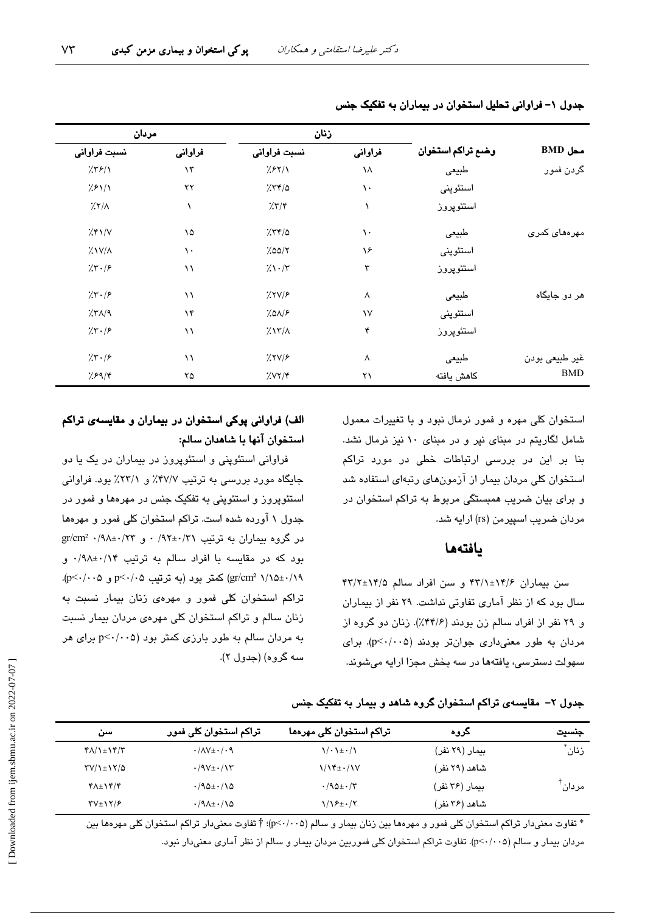جدول ۱- فراوانی تحلیل استخوان در بیماران به تفکیک جنس

| محل BMD | وضع تراکم استخوان | زنان | | مردان | |
|---|---|---|---|---|---|
| | | فراوانی | نسبت فراوانی | فراوانی | نسبت فراوانی |
| گردن فمور | طبیعی | ۱۸ | ٪۶۲/۱ | ۱۳ | ٪۳۶/۱ |
| | استئوپنی | ۱۰ | ٪۳۴/۵ | ۲۲ | ٪۶۱/۱ |
| | استئوپروز | ۱ | ٪۳/۴ | ۱ | ٪۲/۸ |
| مهره‌های کمری | طبیعی | ۱۰ | ٪۳۴/۵ | ۱۵ | ٪۴۱/۷ |
| | استئوپنی | ۱۶ | ٪۵۵/۲ | ۱۰ | ٪۱۷/۸ |
| | استئوپروز | ۳ | ٪۱۰/۳ | ۱۱ | ٪۳۰/۶ |
| هر دو جایگاه | طبیعی | ۸ | ٪۲۷/۶ | ۱۱ | ٪۳۰/۶ |
| | استئوپنی | ۱۷ | ٪۵۸/۶ | ۱۴ | ٪۳۸/۹ |
| | استئوپروز | ۴ | ٪۱۳/۸ | ۱۱ | ٪۳۰/۶ |
| غیر طبیعی بودن BMD | طبیعی | ۸ | ٪۲۷/۶ | ۱۱ | ٪۳۰/۶ |
| | کاهش یافته | ۲۱ | ٪۷۲/۴ | ۲۵ | ٪۶۹/۴ |

استخوان کلی مهره و فمور نرمال نبود و با تغییرات معمول شامل لگاریتم در مبنای نپر و در مبنای ۱۰ نیز نرمال نشد. بنا بر این در بررسی ارتباطات خطی در مورد تراکم استخوان کلی مردان بیمار از آزمون‌های رتبه‌ای استفاده شد و برای بیان ضریب همبستگی مربوط به تراکم استخوان در مردان ضریب اسپیرمن (rs) ارایه شد.

## یافته‌ها

سن بیماران ۱۴/۶±۴۳/۱ و سن افراد سالم ۱۴/۵±۴۳/۲ سال بود که از نظر آماری تفاوتی نداشت. ۲۹ نفر از بیماران و ۲۹ نفر از افراد سالم زن بودند (۴۴/۶٪). زنان دو گروه از مردان به طور معنی‌داری جوان‌تر بودند (p<۰/۰۰۵). برای سهولت دسترسی، یافته‌ها در سه بخش مجزا ارایه می‌شوند.

### الف) فراوانی پوکی استخوان در بیماران و مقایسه‌ی تراکم استخوان آنها با شاهدان سالم:

فراوانی استئوپنی و استئوپروز در بیماران در یک یا دو جایگاه مورد بررسی به ترتیب ۴۷/۷٪ و ۲۳/۱٪ بود. فراوانی استئوپروز و استئوپنی به تفکیک جنس در مهره‌ها و فمور در جدول ۱ آورده شده است. تراکم استخوان کلی فمور و مهره‌ها در گروه بیماران به ترتیب ۰/۳۱±۰/۹۲ و ۰/۲۳±۰/۹۸ gr/cm² بود که در مقایسه با افراد سالم به ترتیب ۰/۱۴±۰/۹۸ و ۰/۱۹±۱/۱۵ gr/cm² کمتر بود (به ترتیب p<۰/۰۵ و p<۰/۰۰۵). تراکم استخوان کلی فمور و مهره‌ی زنان بیمار نسبت به زنان سالم و تراکم استخوان کلی مهره‌ی مردان بیمار نسبت به مردان سالم به طور بارزی کمتر بود (p<۰/۰۰۵ برای هر سه گروه) (جدول ۲).

جدول ۲- مقایسه‌ی تراکم استخوان گروه شاهد و بیمار به تفکیک جنس

| جنسیت | گروه | تراکم استخوان کلی مهره‌ها | تراکم استخوان کلی فمور | سن |
|---|---|---|---|---|
| زنان* | بیمار (۲۹ نفر) | ۰/۱±۱/۰۱ | ۰/۰۹±۰/۸۷ | ۱۴/۳±۴۸/۱ |
| | شاهد (۲۹ نفر) | ۰/۱۷±۱/۱۴ | ۰/۱۳±۰/۹۷ | ۱۲/۵±۳۷/۱ |
| مردان† | بیمار (۳۶ نفر) | ۰/۳±۰/۹۵ | ۰/۱۵±۰/۹۵ | ۱۴/۴±۴۸ |
| | شاهد (۳۶ نفر) | ۰/۲±۱/۱۶ | ۰/۱۵±۰/۹۸ | ۱۲/۶±۳۷ |

* تفاوت معنی‌دار تراکم استخوان کلی فمور و مهره‌ها بین زنان بیمار و سالم (p<۰/۰۰۵)؛ † تفاوت معنی‌دار تراکم استخوان کلی مهره‌ها بین مردان بیمار و سالم (p<۰/۰۰۵). تفاوت تراکم استخوان کلی فموربین مردان بیمار و سالم از نظر آماری معنی‌دار نبود.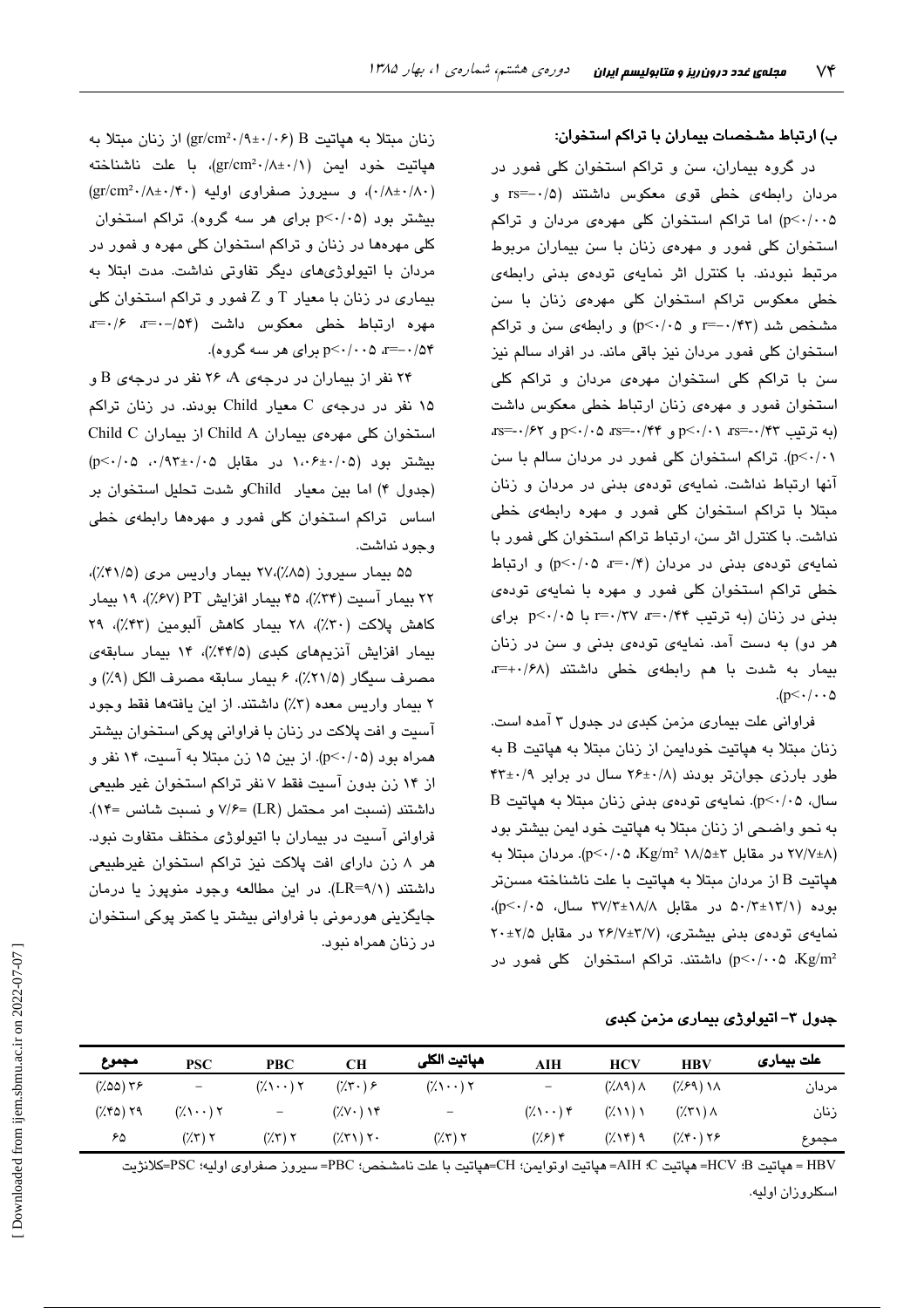### ب) ارتباط مشخصات بیماران با تراکم استخوان:

در گروه بیماران، سن و تراکم استخوان کلی فمور در مردان رابطه‌ی خطی قوی معکوس داشتند (rs=−۰/۵ و p<۰/۰۰۵) اما تراکم استخوان کلی مهره‌ی مردان و تراکم استخوان کلی فمور و مهره‌ی زنان با سن بیماران مربوط مرتبط نبودند. با کنترل اثر نمایه‌ی توده‌ی بدنی رابطه‌ی خطی معکوس تراکم استخوان کلی مهره‌ی زنان با سن مشخص شد (r=−۰/۴۳ و p<۰/۰۵) و رابطه‌ی سن و تراکم استخوان کلی فمور مردان نیز باقی ماند. در افراد سالم نیز سن با تراکم کلی استخوان مهره‌ی مردان و تراکم کلی استخوان فمور و مهره‌ی زنان ارتباط خطی معکوس داشت (به ترتیب rs=−۰/۴۳، p<۰/۰۱ و rs=−۰/۴۴، p<۰/۰۵ و rs=−۰/۶۲، p<۰/۰۱). تراکم استخوان کلی فمور در مردان سالم با سن آنها ارتباط نداشت. نمایه‌ی توده‌ی بدنی در مردان و زنان مبتلا با تراکم استخوان کلی فمور و مهره رابطه‌ی خطی نداشت. با کنترل اثر سن، ارتباط تراکم استخوان کلی فمور با نمایه‌ی توده‌ی بدنی در مردان (r=۰/۴، p<۰/۰۵) و ارتباط خطی تراکم استخوان کلی فمور و مهره با نمایه‌ی توده‌ی بدنی در زنان (به ترتیب r=۰/۴۴، r=۰/۳۷ با p<۰/۰۵ برای هر دو) به دست آمد. نمایه‌ی توده‌ی بدنی و سن در زنان بیمار به شدت با هم رابطه‌ی خطی داشتند (r=+۰/۶۸، p<۰/۰۰۵).

فراوانی علت بیماری مزمن کبدی در جدول ۳ آمده است. زنان مبتلا به هپاتیت خودایمن از زنان مبتلا به هپاتیت B به طور بارزی جوان‌تر بودند (۲۶±۰/۸ سال در برابر ۴۳±۰/۹ سال، p<۰/۰۵). نمایه‌ی توده‌ی بدنی زنان مبتلا به هپاتیت B به نحو واضحی از زنان مبتلا به هپاتیت خود ایمن بیشتر بود (۲۷/۷±۸ در مقابل ۱۸/۵±۳ Kg/m²، p<۰/۰۵). مردان مبتلا به هپاتیت B از مردان مبتلا به هپاتیت با علت ناشناخته مسن‌تر بوده (۵۰/۳±۱۳/۱ در مقابل ۳۷/۳±۱۸/۸ سال، p<۰/۰۵)، نمایه‌ی توده‌ی بدنی بیشتری، (۲۶/۷±۳/۷ در مقابل ۲۰±۲/۵ Kg/m²، p<۰/۰۰۵) داشتند. تراکم استخوان کلی فمور در زنان مبتلا به هپاتیت B (۰/۹±۰/۰۶ gr/cm²) از زنان مبتلا به هپاتیت خود ایمن (۰/۸±۰/۱ gr/cm²)، با علت ناشناخته (۰/۸±۰/۸۰)، و سیروز صفراوی اولیه (۰/۸±۰/۴۰ gr/cm²) بیشتر بود (p<۰/۰۵ برای هر سه گروه). تراکم استخوان کلی مهره‌ها در زنان و تراکم استخوان کلی مهره و فمور در مردان با اتیولوژی‌های دیگر تفاوتی نداشت. مدت ابتلا به بیماری در زنان با معیار T و Z فمور و تراکم استخوان کلی مهره ارتباط خطی معکوس داشت (r=−۰/۵۴، r=−۰/۶، r=−۰/۵۴، p<۰/۰۰۵ برای هر سه گروه).

۲۴ نفر از بیماران در درجه‌ی A، ۲۶ نفر در درجه‌ی B و ۱۵ نفر در درجه‌ی C معیار Child بودند. در زنان تراکم استخوان کلی مهره‌ی بیماران Child A از بیماران Child C بیشتر بود (۱/۰۶±۰/۰۵ در مقابل ۰/۹۳±۰/۰۵، p<۰/۰۵) (جدول ۴) اما بین معیار Child و شدت تحلیل استخوان بر اساس تراکم استخوان کلی فمور و مهره‌ها رابطه‌ی خطی وجود نداشت.

۵۵ بیمار سیروز (۸۵٪)،۲۷ بیمار واریس مری (۴۱/۵٪)، ۲۲ بیمار آسیت (۳۴٪)، ۴۵ بیمار افزایش PT (۶۷٪)، ۱۹ بیمار کاهش پلاکت (۳۰٪)، ۲۸ بیمار کاهش آلبومین (۴۳٪)، ۲۹ بیمار افزایش آنزیم‌های کبدی (۴۴/۵٪)، ۱۴ بیمار سابقه‌ی مصرف سیگار (۲۱/۵٪)، ۶ بیمار سابقه مصرف الکل (۹٪) و ۲ بیمار واریس معده (۳٪) داشتند. از این یافته‌ها فقط وجود آسیت و افت پلاکت در زنان با فراوانی پوکی استخوان بیشتر همراه بود (p<۰/۰۵). از بین ۱۵ زن مبتلا به آسیت، ۱۴ نفر و از ۱۴ زن بدون آسیت فقط ۷ نفر تراکم استخوان غیر طبیعی داشتند (نسبت امر محتمل (LR) =۷/۶ و نسبت شانس =۱۴). فراوانی آسیت در بیماران با اتیولوژی مختلف متفاوت نبود. هر ۸ زن دارای افت پلاکت نیز تراکم استخوان غیرطبیعی داشتند (LR=۹/۱). در این مطالعه وجود منوپوز یا درمان جایگزینی هورمونی با فراوانی بیشتر یا کمتر پوکی استخوان در زنان همراه نبود.

**جدول ۳- اتیولوژی بیماری مزمن کبدی**

| علت بیماری | HBV | HCV | AIH | هپاتیت الکلی | CH | PBC | PSC | مجموع |
|---|---|---|---|---|---|---|---|---|
| مردان | (٪۶۹) ۱۸ | (٪۸۹) ۸ | − | (٪۱۰۰) ۲ | (٪۳۰) ۶ | (٪۱۰۰) ۲ | − | (٪۵۵) ۳۶ |
| زنان | (٪۳۱) ۸ | (٪۱۱) ۱ | (٪۱۰۰) ۴ | − | (٪۷۰) ۱۴ | − | (٪۱۰۰) ۲ | (٪۴۵) ۲۹ |
| مجموع | (٪۴۰) ۲۶ | (٪۱۴) ۹ | (٪۶) ۴ | (٪۳) ۲ | (٪۳۱) ۲۰ | (٪۳) ۲ | (٪۳) ۲ | ۶۵ |

HBV = هپاتیت B؛ HCV= هپاتیت C؛ AIH= هپاتیت اوتوایمن؛ CH=هپاتیت با علت نامشخص؛ PBC= سیروز صفراوی اولیه؛ PSC=کلانژیت اسکلروزان اولیه.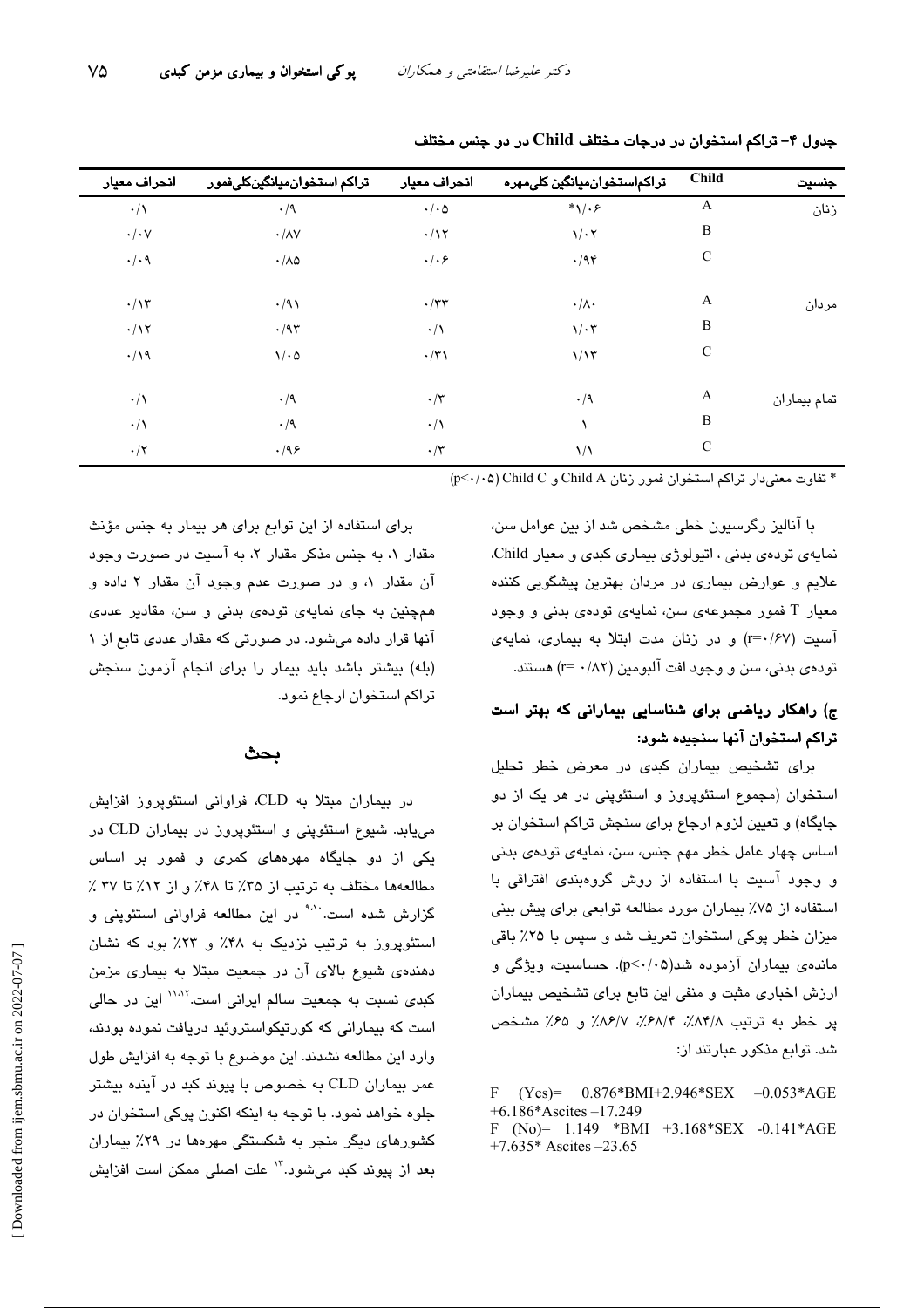جدول ۴- تراکم استخوان در درجات مختلف Child در دو جنس مختلف

| جنسیت | Child | تراکم‌استخوان‌میانگین کلی‌مهره | انحراف معیار | تراکم استخوان‌میانگین‌کلی‌فمور | انحراف معیار |
|---|---|---|---|---|---|
| زنان | A | \*۱/۰۶ | ۰/۰۵ | ۰/۹ | ۰/۱ |
| | B | ۱/۰۲ | ۰/۱۲ | ۰/۸۷ | ۰/۰۷ |
| | C | ۰/۹۴ | ۰/۰۶ | ۰/۸۵ | ۰/۰۹ |
| مردان | A | ۰/۸۰ | ۰/۳۳ | ۰/۹۱ | ۰/۱۳ |
| | B | ۱/۰۳ | ۰/۱ | ۰/۹۳ | ۰/۱۲ |
| | C | ۱/۱۳ | ۰/۳۱ | ۱/۰۵ | ۰/۱۹ |
| تمام بیماران | A | ۰/۹ | ۰/۳ | ۰/۹ | ۰/۱ |
| | B | ۱ | ۰/۱ | ۰/۹ | ۰/۱ |
| | C | ۱/۱ | ۰/۳ | ۰/۹۶ | ۰/۲ |

\* تفاوت معنی‌دار تراکم استخوان فمور زنان Child A و Child C (p<۰/۰۵)

با آنالیز رگرسیون خطی مشخص شد از بین عوامل سن، نمایه‌ی توده‌ی بدنی ، اتیولوژی بیماری کبدی و معیار Child، علایم و عوارض بیماری در مردان بهترین پیشگویی کننده معیار T فمور مجموعه‌ی سن، نمایه‌ی توده‌ی بدنی و وجود آسیت (r=۰/۶۷) و در زنان مدت ابتلا به بیماری، نمایه‌ی توده‌ی بدنی، سن و وجود افت آلبومین (r= ۰/۸۲) هستند.

### ج) راهکار ریاضی برای شناسایی بیمارانی که بهتر است تراکم استخوان آنها سنجیده شود:

برای تشخیص بیماران کبدی در معرض خطر تحلیل استخوان (مجموع استئوپروز و استئوپنی در هر یک از دو جایگاه) و تعیین لزوم ارجاع برای سنجش تراکم استخوان بر اساس چهار عامل خطر مهم جنس، سن، نمایه‌ی توده‌ی بدنی و وجود آسیت با استفاده از روش گروه‌بندی افتراقی با استفاده از ۷۵٪ بیماران مورد مطالعه توابعی برای پیش بینی میزان خطر پوکی استخوان تعریف شد و سپس با ۲۵٪ باقی مانده‌ی بیماران آزموده شد(p<۰/۰۵). حساسیت، ویژگی و ارزش اخباری مثبت و منفی این تابع برای تشخیص بیماران پر خطر به ترتیب ۸۴/۸٪، ۶۸/۴٪، ۸۶/۷٪ و ۶۵٪ مشخص شد. توابع مذکور عبارتند از:

F (Yes)= 0.876\*BMI+2.946\*SEX –0.053\*AGE +6.186\*Ascites –17.249
F (No)= 1.149 \*BMI +3.168\*SEX -0.141\*AGE +7.635\* Ascites –23.65

برای استفاده از این توابع برای هر بیمار به جنس مؤنث مقدار ۱، به جنس مذکر مقدار ۲، به آسیت در صورت وجود آن مقدار ۱، و در صورت عدم وجود آن مقدار ۲ داده و همچنین به جای نمایه‌ی توده‌ی بدنی و سن، مقادیر عددی آنها قرار داده می‌شود. در صورتی که مقدار عددی تابع از ۱ (بله) بیشتر باشد باید بیمار را برای انجام آزمون سنجش تراکم استخوان ارجاع نمود.

## بحث

در بیماران مبتلا به CLD، فراوانی استئوپروز افزایش می‌یابد. شیوع استئوپنی و استئوپروز در بیماران CLD در یکی از دو جایگاه مهره‌های کمری و فمور بر اساس مطالعه‌ها مختلف به ترتیب از ۳۵٪ تا ۴۸٪ و از ۱۲٪ تا ۳۷ ٪ گزارش شده است.[۹،۱۰] در این مطالعه فراوانی استئوپنی و استئوپروز به ترتیب نزدیک به ۴۸٪ و ۲۳٪ بود که نشان دهنده‌ی شیوع بالای آن در جمعیت مبتلا به بیماری مزمن کبدی نسبت به جمعیت سالم ایرانی است.[۱۱،۱۲] این در حالی است که بیمارانی که کورتیکواستروئید دریافت نموده بودند، وارد این مطالعه نشدند. این موضوع با توجه به افزایش طول عمر بیماران CLD به خصوص با پیوند کبد در آینده بیشتر جلوه خواهد نمود. با توجه به اینکه اکنون پوکی استخوان در کشورهای دیگر منجر به شکستگی مهره‌ها در ۲۹٪ بیماران بعد از پیوند کبد می‌شود.[۱۳] علت اصلی ممکن است افزایش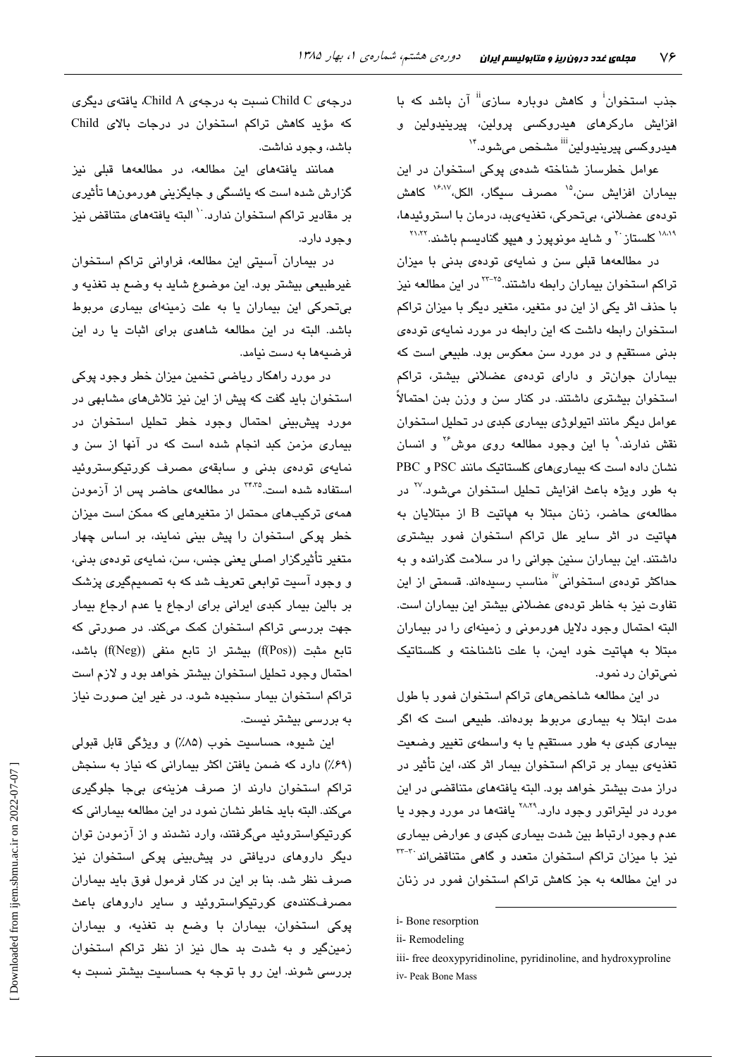جذب استخوان[i] و کاهش دوباره سازی[ii] آن باشد که با افزایش مارکرهای هیدروکسی پرولین، پیریدینولین و هیدروکسی پیریدینولین[iii] مشخص می‌شود.[14]

عوامل خطرساز شناخته شده‌ی پوکی استخوان در این بیماران افزایش سن،[15] مصرف سیگار، الکل،[16,17] کاهش توده‌ی عضلانی، بی‌تحرکی، تغذیه‌ی‌بد، درمان با استروئیدها،[18,19] کلستاز[20] و شاید منوپوز و هیپو گنادیسم باشند.[21,22]

در مطالعه‌ها قبلی سن و نمایه‌ی توده‌ی بدنی با میزان تراکم استخوان بیماران رابطه داشتند.[22-25] در این مطالعه نیز با حذف اثر یکی از این دو متغیر، متغیر دیگر با میزان تراکم استخوان رابطه داشت که این رابطه در مورد نمایه‌ی توده‌ی بدنی مستقیم و در مورد سن معکوس بود. طبیعی است که بیماران جوان‌تر و دارای توده‌ی عضلانی بیشتر، تراکم استخوان بیشتری داشتند. در کنار سن و وزن بدن احتمالاً عوامل دیگر مانند اتیولوژی بیماری کبدی در تحلیل استخوان نقش ندارند.[9] با این وجود مطالعه روی موش[26] و انسان نشان داده است که بیماری‌های کلستاتیک مانند PSC و PBC به طور ویژه باعث افزایش تحلیل استخوان می‌شود.[27] در مطالعه‌ی حاضر، زنان مبتلا به هپاتیت B از مبتلایان به هپاتیت در اثر سایر علل تراکم استخوان فمور بیشتری داشتند. این بیماران سنین جوانی را در سلامت گذرانده و به حداکثر توده‌ی استخوانی[iv] مناسب رسیده‌اند. قسمتی از این تفاوت نیز به خاطر توده‌ی عضلانی بیشتر این بیماران است. البته احتمال وجود دلایل هورمونی و زمینه‌ای را در بیماران مبتلا به هپاتیت خود ایمن، با علت ناشناخته و کلستاتیک نمی‌توان رد نمود.

در این مطالعه شاخص‌های تراکم استخوان فمور با طول مدت ابتلا به بیماری مربوط بوده‌اند. طبیعی است که اگر بیماری کبدی به طور مستقیم یا به واسطه‌ی تغییر وضعیت تغذیه‌ی بیمار بر تراکم استخوان بیمار اثر کند، این تأثیر در دراز مدت بیشتر خواهد بود. البته یافته‌های متناقضی در این مورد در لیتراتور وجود دارد.[28,29] یافته‌ها در مورد وجود یا عدم وجود ارتباط بین شدت بیماری کبدی و عوارض بیماری نیز با میزان تراکم استخوان متعدد و گاهی متناقض‌اند.[30-33] در این مطالعه به جز کاهش تراکم استخوان فمور در زنان درجه‌ی Child C نسبت به درجه‌ی Child A، یافته‌ی دیگری که مؤید کاهش تراکم استخوان در درجات بالای Child باشد، وجود نداشت.

همانند یافته‌های این مطالعه، در مطالعه‌ها قبلی نیز گزارش شده است که یائسگی و جایگزینی هورمون‌ها تأثیری بر مقادیر تراکم استخوان ندارد.[10] البته یافته‌های متناقض نیز وجود دارد.

در بیماران آسیتی این مطالعه، فراوانی تراکم استخوان غیرطبیعی بیشتر بود. این موضوع شاید به وضع بد تغذیه و بی‌تحرکی این بیماران یا به علت زمینه‌ای بیماری مربوط باشد. البته در این مطالعه شاهدی برای اثبات یا رد این فرضیه‌ها به دست نیامد.

در مورد راهکار ریاضی تخمین میزان خطر وجود پوکی استخوان باید گفت که پیش از این نیز تلاش‌های مشابهی در مورد پیش‌بینی احتمال وجود خطر تحلیل استخوان در بیماری مزمن کبد انجام شده است که در آنها از سن و نمایه‌ی توده‌ی بدنی و سابقه‌ی مصرف کورتیکوستروئید استفاده شده است.[34,35] در مطالعه‌ی حاضر پس از آزمودن همه‌ی ترکیب‌های متغیرهای محتمل که ممکن است میزان خطر پوکی استخوان را پیش بینی نمایند، بر اساس چهار متغیر تأثیرگزار اصلی یعنی جنس، سن، نمایه‌ی توده‌ی بدنی، و وجود آسیت توابعی تعریف شد که به تصمیم‌گیری پزشک بر بالین بیمار کبدی ایرانی برای ارجاع یا عدم ارجاع بیمار جهت بررسی تراکم استخوان کمک می‌کند. در صورتی که تابع مثبت (f(Pos)) بیشتر از تابع منفی (f(Neg)) باشد، احتمال وجود تحلیل استخوان بیشتر خواهد بود و لازم است تراکم استخوان بیمار سنجیده شود. در غیر این صورت نیاز به بررسی بیشتر نیست.

این شیوه، حساسیت خوب (۸۵٪) و ویژگی قابل قبولی (۶۹٪) دارد که ضمن یافتن اکثر بیمارانی که نیاز به سنجش تراکم استخوان دارند از صرف هزینه‌ی بی‌جا جلوگیری می‌کند. البته باید خاطر نشان نمود در این مطالعه بیمارانی که کورتیکواستروئید می‌گرفتند، وارد نشدند و از آزمودن توان دیگر داروهای دریافتی در پیش‌بینی پوکی استخوان نیز صرف نظر شد. بنا بر این در کنار فرمول فوق باید بیماران مصرف‌کننده‌ی کورتیکواستروئید و سایر داروهای باعث پوکی استخوان، بیماران با وضع بد تغذیه، و بیماران زمین‌گیر و به شدت بد حال نیز از نظر تراکم استخوان بررسی شوند. این رو با توجه به حساسیت بیشتر نسبت به

---

i- Bone resorption

ii- Remodeling

iii- free deoxypyridinoline, pyridinoline, and hydroxyproline

iv- Peak Bone Mass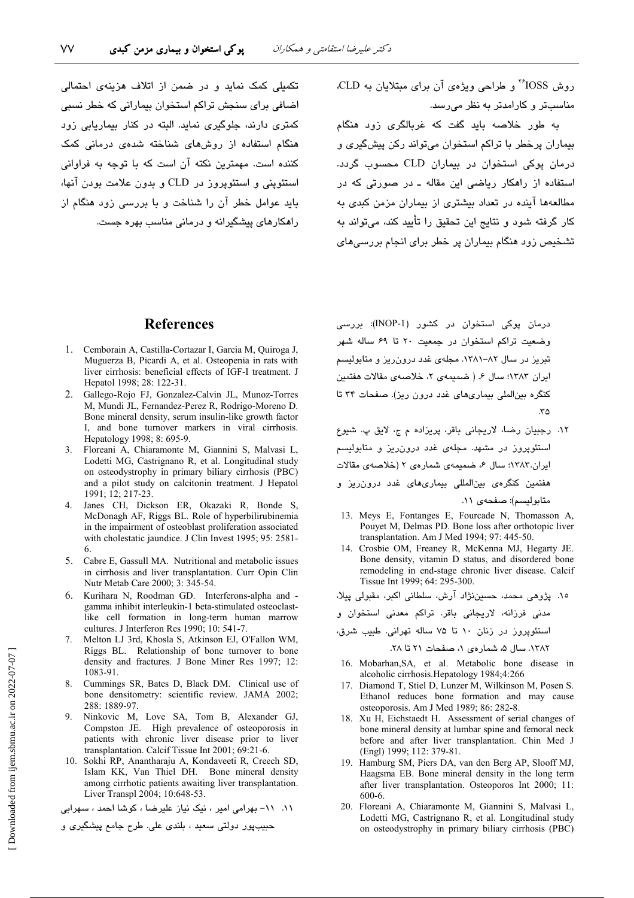روش IOSS[36] و طراحی ویژه‌ی آن برای مبتلایان به CLD، مناسب‌تر و کارامدتر به نظر می‌رسد.

به طور خلاصه باید گفت که غربالگری زود هنگام بیماران پرخطر با تراکم استخوان می‌تواند رکن پیشگیری و درمان پوکی استخوان در بیماران CLD محسوب گردد. استفاده از راهکار ریاضی این مقاله ـ در صورتی که در مطالعه‌ها آینده در تعداد بیشتری از بیماران مزمن کبدی به کار گرفته شود و نتایج این تحقیق را تأیید کند، می‌تواند به تشخیص زود هنگام بیماران پر خطر برای انجام بررسی‌های تکمیلی کمک نماید و در ضمن از اتلاف هزینه‌ی احتمالی اضافی برای سنجش تراکم استخوان بیمارانی که خطر نسبی کمتری دارند، جلوگیری نماید. البته در کنار بیماریابی زود هنگام استفاده از روش‌های شناخته شده‌ی درمانی کمک کننده است. مهمترین نکته آن است که با توجه به فراوانی استئوپنی و استئوپروز در CLD و بدون علامت بودن آنها، باید عوامل خطر آن را شناخت و با بررسی زود هنگام از راهکارهای پیشگیرانه و درمانی مناسب بهره جست.

## References

1. Cemborain A, Castilla-Cortazar I, Garcia M, Quiroga J, Muguerza B, Picardi A, et al. Osteopenia in rats with liver cirrhosis: beneficial effects of IGF-I treatment. J Hepatol 1998; 28: 122-31.
2. Gallego-Rojo FJ, Gonzalez-Calvin JL, Munoz-Torres M, Mundi JL, Fernandez-Perez R, Rodrigo-Moreno D. Bone mineral density, serum insulin-like growth factor I, and bone turnover markers in viral cirrhosis. Hepatology 1998; 8: 695-9.
3. Floreani A, Chiaramonte M, Giannini S, Malvasi L, Lodetti MG, Castrignano R, et al. Longitudinal study on osteodystrophy in primary biliary cirrhosis (PBC) and a pilot study on calcitonin treatment. J Hepatol 1991; 12; 217-23.
4. Janes CH, Dickson ER, Okazaki R, Bonde S, McDonagh AF, Riggs BL. Role of hyperbilirubinemia in the impairment of osteoblast proliferation associated with cholestatic jaundice. J Clin Invest 1995; 95: 2581-6.
5. Cabre E, Gassull MA. Nutritional and metabolic issues in cirrhosis and liver transplantation. Curr Opin Clin Nutr Metab Care 2000; 3: 345-54.
6. Kurihara N, Roodman GD. Interferons-alpha and -gamma inhibit interleukin-1 beta-stimulated osteoclast-like cell formation in long-term human marrow cultures. J Interferon Res 1990; 10: 541-7.
7. Melton LJ 3rd, Khosla S, Atkinson EJ, O'Fallon WM, Riggs BL. Relationship of bone turnover to bone density and fractures. J Bone Miner Res 1997; 12: 1083-91.
8. Cummings SR, Bates D, Black DM. Clinical use of bone densitometry: scientific review. JAMA 2002; 288: 1889-97.
9. Ninkovic M, Love SA, Tom B, Alexander GJ, Compston JE. High prevalence of osteoporosis in patients with chronic liver disease prior to liver transplantation. Calcif Tissue Int 2001; 69:21-6.
10. Sokhi RP, Anantharaju A, Kondaveeti R, Creech SD, Islam KK, Van Thiel DH. Bone mineral density among cirrhotic patients awaiting liver transplantation. Liver Transpl 2004; 10:648-53.
11. ۱۱- بهرامی امیر ، نیک نیاز علیرضا ، کوشا احمد ، سهرابی حبیب‌پور دولتی سعید ، بلندی علی. طرح جامع پیشگیری و درمان پوکی استخوان در کشور (INOP-1): بررسی وضعیت تراکم استخوان در جمعیت ۲۰ تا ۶۹ ساله شهر تبریز در سال ۸۲-۱۳۸۱. مجله‌ی غدد درون‌ریز و متابولیسم ایران ۱۳۸۳؛ سال ۶. ( ضمیمه‌ی ۲، خلاصه‌ی مقالات هفتمین کنگره بین‌المللی بیماری‌های غدد درون ریز). صفحات ۳۴ تا ۳۵.
12. رجبیان رضا، لاریجانی باقر، پریزاده م ج، لایق پ. شیوع استئوپروز در مشهد. مجله‌ی غدد درون‌ریز و متابولیسم ایران.۱۳۸۳؛ سال ۶، ضمیمه‌ی شماره‌ی ۲ (خلاصه‌ی مقالات هفتمین کنگره‌ی بین‌المللی بیماری‌های غدد درون‌ریز و متابولیسم): صفحه‌ی ۱۱.
13. Meys E, Fontanges E, Fourcade N, Thomasson A, Pouyet M, Delmas PD. Bone loss after orthotopic liver transplantation. Am J Med 1994; 97: 445-50.
14. Crosbie OM, Freaney R, McKenna MJ, Hegarty JE. Bone density, vitamin D status, and disordered bone remodeling in end-stage chronic liver disease. Calcif Tissue Int 1999; 64: 295-300.
15. پژوهی محمد، حسین‌نژاد آرش، سلطانی اکبر، مقبولی پیلا، مدنی فرزانه، لاریجانی باقر. تراکم معدنی استخوان و استئوپروز در زنان ۱۰ تا ۷۵ ساله تهرانی. طبیب شرق، ۱۳۸۲. سال ۵، شماره‌ی ۱، صفحات ۲۱ تا ۲۸.
16. Mobarhan,SA, et al. Metabolic bone disease in alcoholic cirrhosis.Hepatology 1984;4:266
17. Diamond T, Stiel D, Lunzer M, Wilkinson M, Posen S. Ethanol reduces bone formation and may cause osteoporosis. Am J Med 1989; 86: 282-8.
18. Xu H, Eichstaedt H. Assessment of serial changes of bone mineral density at lumbar spine and femoral neck before and after liver transplantation. Chin Med J (Engl) 1999; 112: 379-81.
19. Hamburg SM, Piers DA, van den Berg AP, Slooff MJ, Haagsma EB. Bone mineral density in the long term after liver transplantation. Osteoporos Int 2000; 11: 600-6.
20. Floreani A, Chiaramonte M, Giannini S, Malvasi L, Lodetti MG, Castrignano R, et al. Longitudinal study on osteodystrophy in primary biliary cirrhosis (PBC)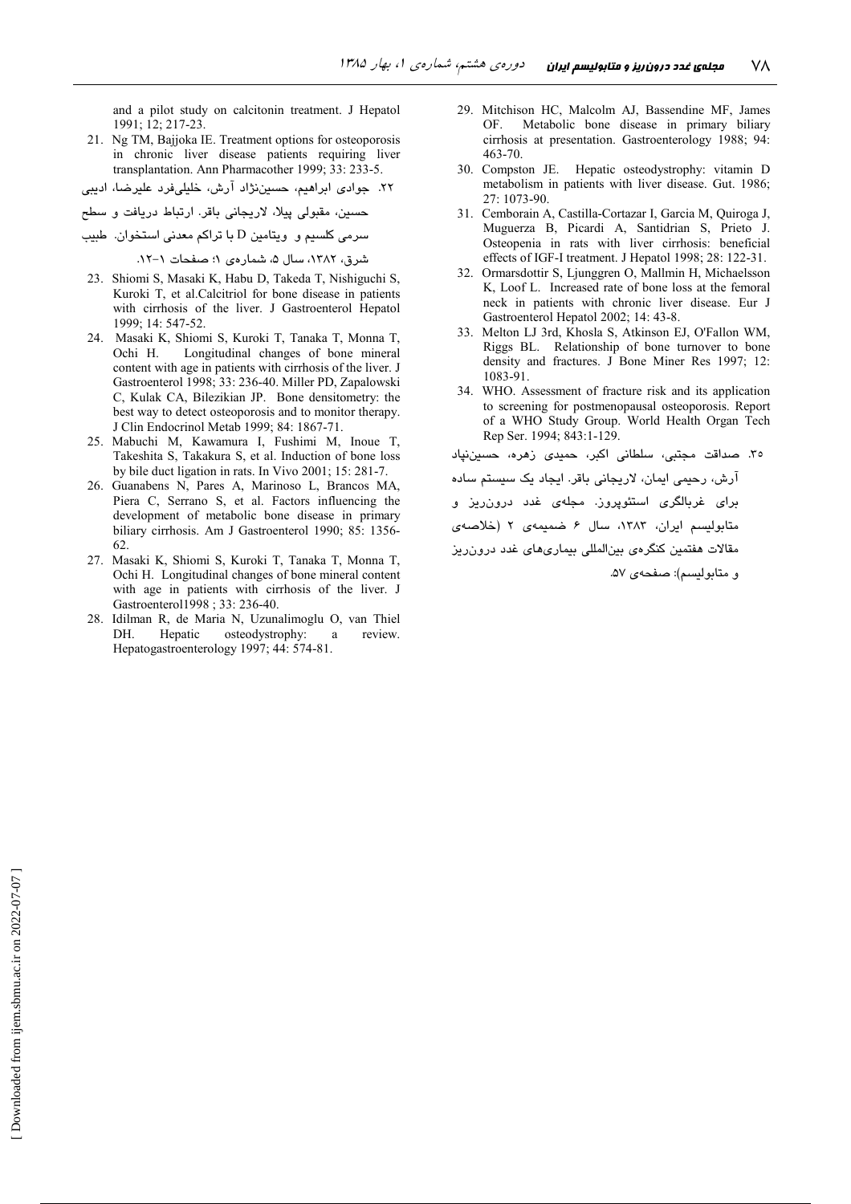and a pilot study on calcitonin treatment. J Hepatol 1991; 12; 217-23.

21. Ng TM, Bajjoka IE. Treatment options for osteoporosis in chronic liver disease patients requiring liver transplantation. Ann Pharmacother 1999; 33: 233-5.

۲۲. جوادی ابراهیم، حسین‌نژاد آرش، خلیلی‌فرد علیرضا، ادیبی حسین، مقبولی پیلا، لاریجانی باقر. ارتباط دریافت و سطح سرمی کلسیم و ویتامین D با تراکم معدنی استخوان. طبیب شرق، ۱۳۸۲، سال ۵، شماره‌ی ۱؛ صفحات ۱-۱۲.

23. Shiomi S, Masaki K, Habu D, Takeda T, Nishiguchi S, Kuroki T, et al.Calcitriol for bone disease in patients with cirrhosis of the liver. J Gastroenterol Hepatol 1999; 14: 547-52.

24. Masaki K, Shiomi S, Kuroki T, Tanaka T, Monna T, Ochi H. Longitudinal changes of bone mineral content with age in patients with cirrhosis of the liver. J Gastroenterol 1998; 33: 236-40. Miller PD, Zapalowski C, Kulak CA, Bilezikian JP. Bone densitometry: the best way to detect osteoporosis and to monitor therapy. J Clin Endocrinol Metab 1999; 84: 1867-71.

25. Mabuchi M, Kawamura I, Fushimi M, Inoue T, Takeshita S, Takakura S, et al. Induction of bone loss by bile duct ligation in rats. In Vivo 2001; 15: 281-7.

26. Guanabens N, Pares A, Marinoso L, Brancos MA, Piera C, Serrano S, et al. Factors influencing the development of metabolic bone disease in primary biliary cirrhosis. Am J Gastroenterol 1990; 85: 1356-62.

27. Masaki K, Shiomi S, Kuroki T, Tanaka T, Monna T, Ochi H. Longitudinal changes of bone mineral content with age in patients with cirrhosis of the liver. J Gastroenterol1998 ; 33: 236-40.

28. Idilman R, de Maria N, Uzunalimoglu O, van Thiel DH. Hepatic osteodystrophy: a review. Hepatogastroenterology 1997; 44: 574-81.

29. Mitchison HC, Malcolm AJ, Bassendine MF, James OF. Metabolic bone disease in primary biliary cirrhosis at presentation. Gastroenterology 1988; 94: 463-70.

30. Compston JE. Hepatic osteodystrophy: vitamin D metabolism in patients with liver disease. Gut. 1986; 27: 1073-90.

31. Cemborain A, Castilla-Cortazar I, Garcia M, Quiroga J, Muguerza B, Picardi A, Santidrian S, Prieto J. Osteopenia in rats with liver cirrhosis: beneficial effects of IGF-I treatment. J Hepatol 1998; 28: 122-31.

32. Ormarsdottir S, Ljunggren O, Mallmin H, Michaelsson K, Loof L. Increased rate of bone loss at the femoral neck in patients with chronic liver disease. Eur J Gastroenterol Hepatol 2002; 14: 43-8.

33. Melton LJ 3rd, Khosla S, Atkinson EJ, O'Fallon WM, Riggs BL. Relationship of bone turnover to bone density and fractures. J Bone Miner Res 1997; 12: 1083-91.

34. WHO. Assessment of fracture risk and its application to screening for postmenopausal osteoporosis. Report of a WHO Study Group. World Health Organ Tech Rep Ser. 1994; 843:1-129.

۳۵. صداقت مجتبی، سلطانی اکبر، حمیدی زهره، حسین‌نیاد آرش، رحیمی ایمان، لاریجانی باقر. ایجاد یک سیستم ساده برای غربالگری استئوپروز. مجله‌ی غدد درون‌ریز و متابولیسم ایران، ۱۳۸۳، سال ۶ ضمیمه‌ی ۲ (خلاصه‌ی مقالات هفتمین کنگره‌ی بین‌المللی بیماری‌های غدد درون‌ریز و متابولیسم): صفحه‌ی ۵۷.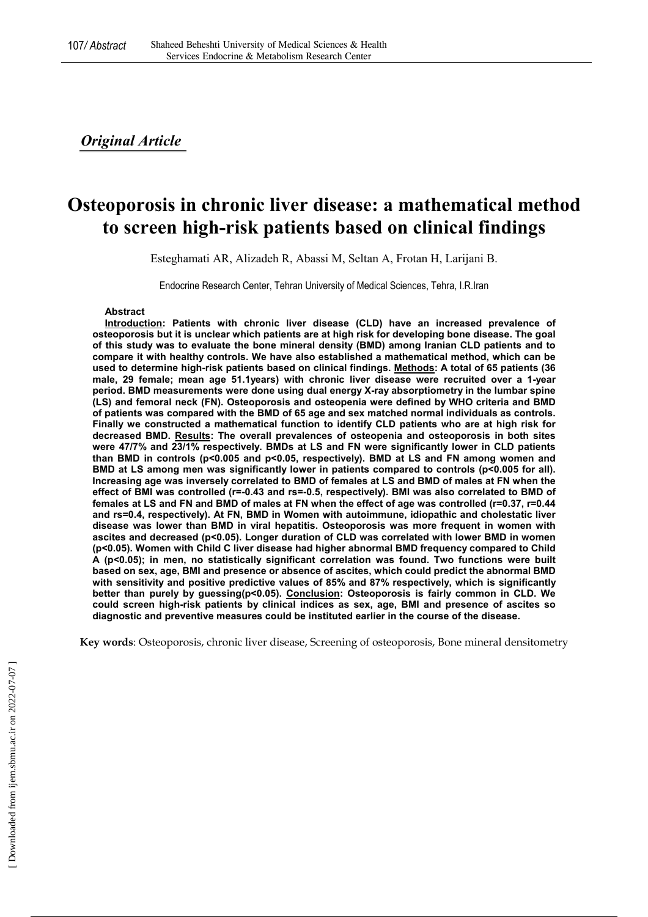*Original Article*

# Osteoporosis in chronic liver disease: a mathematical method to screen high-risk patients based on clinical findings

Esteghamati AR, Alizadeh R, Abassi M, Seltan A, Frotan H, Larijani B.

Endocrine Research Center, Tehran University of Medical Sciences, Tehra, I.R.Iran

**Abstract**

**Introduction: Patients with chronic liver disease (CLD) have an increased prevalence of osteoporosis but it is unclear which patients are at high risk for developing bone disease. The goal of this study was to evaluate the bone mineral density (BMD) among Iranian CLD patients and to compare it with healthy controls. We have also established a mathematical method, which can be used to determine high-risk patients based on clinical findings. Methods: A total of 65 patients (36 male, 29 female; mean age 51.1years) with chronic liver disease were recruited over a 1-year period. BMD measurements were done using dual energy X-ray absorptiometry in the lumbar spine (LS) and femoral neck (FN). Osteoporosis and osteopenia were defined by WHO criteria and BMD of patients was compared with the BMD of 65 age and sex matched normal individuals as controls. Finally we constructed a mathematical function to identify CLD patients who are at high risk for decreased BMD. Results: The overall prevalences of osteopenia and osteoporosis in both sites were 47/7% and 23/1% respectively. BMDs at LS and FN were significantly lower in CLD patients than BMD in controls ($p<0.005$ and $p<0.05$, respectively). BMD at LS and FN among women and BMD at LS among men was significantly lower in patients compared to controls ($p<0.005$ for all). Increasing age was inversely correlated to BMD of females at LS and BMD of males at FN when the effect of BMI was controlled ($r=-0.43$ and $rs=-0.5$, respectively). BMI was also correlated to BMD of females at LS and FN and BMD of males at FN when the effect of age was controlled ($r=0.37$, $r=0.44$ and $rs=0.4$, respectively). At FN, BMD in Women with autoimmune, idiopathic and cholestatic liver disease was lower than BMD in viral hepatitis. Osteoporosis was more frequent in women with ascites and decreased ($p<0.05$). Longer duration of CLD was correlated with lower BMD in women ($p<0.05$). Women with Child C liver disease had higher abnormal BMD frequency compared to Child A ($p<0.05$); in men, no statistically significant correlation was found. Two functions were built based on sex, age, BMI and presence or absence of ascites, which could predict the abnormal BMD with sensitivity and positive predictive values of 85% and 87% respectively, which is significantly better than purely by guessing($p<0.05$). Conclusion: Osteoporosis is fairly common in CLD. We could screen high-risk patients by clinical indices as sex, age, BMI and presence of ascites so diagnostic and preventive measures could be instituted earlier in the course of the disease.**

**Key words**: Osteoporosis, chronic liver disease, Screening of osteoporosis, Bone mineral densitometry